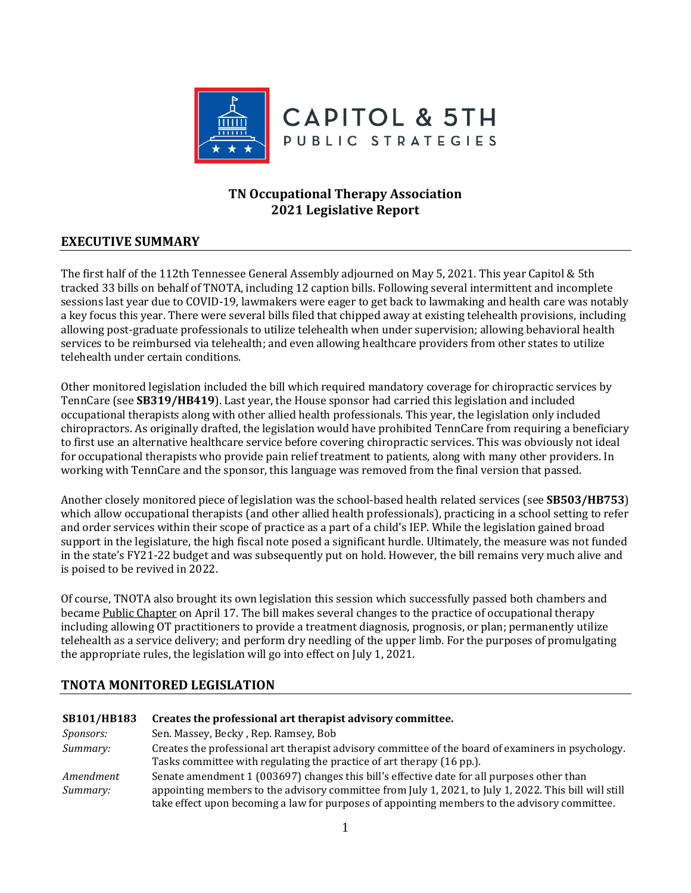CAPITOL & 5TH
PUBLIC STRATEGIES

# TN Occupational Therapy Association
# 2021 Legislative Report

## EXECUTIVE SUMMARY

The first half of the 112th Tennessee General Assembly adjourned on May 5, 2021. This year Capitol & 5th tracked 33 bills on behalf of TNOTA, including 12 caption bills. Following several intermittent and incomplete sessions last year due to COVID-19, lawmakers were eager to get back to lawmaking and health care was notably a key focus this year. There were several bills filed that chipped away at existing telehealth provisions, including allowing post-graduate professionals to utilize telehealth when under supervision; allowing behavioral health services to be reimbursed via telehealth; and even allowing healthcare providers from other states to utilize telehealth under certain conditions.

Other monitored legislation included the bill which required mandatory coverage for chiropractic services by TennCare (see **SB319/HB419**). Last year, the House sponsor had carried this legislation and included occupational therapists along with other allied health professionals. This year, the legislation only included chiropractors. As originally drafted, the legislation would have prohibited TennCare from requiring a beneficiary to first use an alternative healthcare service before covering chiropractic services. This was obviously not ideal for occupational therapists who provide pain relief treatment to patients, along with many other providers. In working with TennCare and the sponsor, this language was removed from the final version that passed.

Another closely monitored piece of legislation was the school-based health related services (see **SB503/HB753**) which allow occupational therapists (and other allied health professionals), practicing in a school setting to refer and order services within their scope of practice as a part of a child's IEP. While the legislation gained broad support in the legislature, the high fiscal note posed a significant hurdle. Ultimately, the measure was not funded in the state's FY21-22 budget and was subsequently put on hold. However, the bill remains very much alive and is poised to be revived in 2022.

Of course, TNOTA also brought its own legislation this session which successfully passed both chambers and became Public Chapter on April 17. The bill makes several changes to the practice of occupational therapy including allowing OT practitioners to provide a treatment diagnosis, prognosis, or plan; permanently utilize telehealth as a service delivery; and perform dry needling of the upper limb. For the purposes of promulgating the appropriate rules, the legislation will go into effect on July 1, 2021.

## TNOTA MONITORED LEGISLATION

| **SB101/HB183** | **Creates the professional art therapist advisory committee.** |
|---|---|
| *Sponsors:* | Sen. Massey, Becky , Rep. Ramsey, Bob |
| *Summary:* | Creates the professional art therapist advisory committee of the board of examiners in psychology. Tasks committee with regulating the practice of art therapy (16 pp.). |
| *Amendment Summary:* | Senate amendment 1 (003697) changes this bill's effective date for all purposes other than appointing members to the advisory committee from July 1, 2021, to July 1, 2022. This bill will still take effect upon becoming a law for purposes of appointing members to the advisory committee. |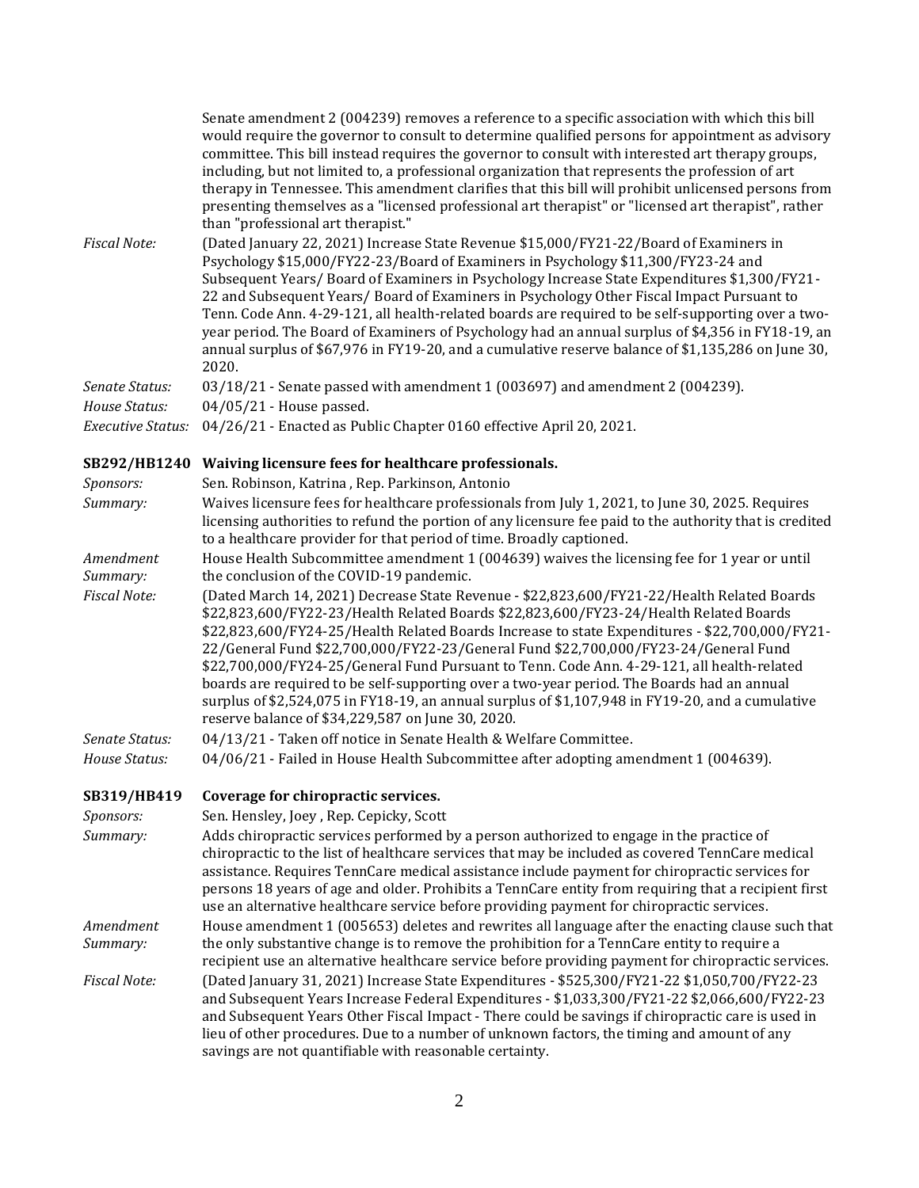Senate amendment 2 (004239) removes a reference to a specific association with which this bill would require the governor to consult to determine qualified persons for appointment as advisory committee. This bill instead requires the governor to consult with interested art therapy groups, including, but not limited to, a professional organization that represents the profession of art therapy in Tennessee. This amendment clarifies that this bill will prohibit unlicensed persons from presenting themselves as a "licensed professional art therapist" or "licensed art therapist", rather than "professional art therapist."

*Fiscal Note:* (Dated January 22, 2021) Increase State Revenue $15,000/FY21-22/Board of Examiners in Psychology $15,000/FY22-23/Board of Examiners in Psychology $11,300/FY23-24 and Subsequent Years/ Board of Examiners in Psychology Increase State Expenditures $1,300/FY21-22 and Subsequent Years/ Board of Examiners in Psychology Other Fiscal Impact Pursuant to Tenn. Code Ann. 4-29-121, all health-related boards are required to be self-supporting over a two-year period. The Board of Examiners of Psychology had an annual surplus of $4,356 in FY18-19, an annual surplus of $67,976 in FY19-20, and a cumulative reserve balance of $1,135,286 on June 30, 2020.

*Senate Status:* 03/18/21 - Senate passed with amendment 1 (003697) and amendment 2 (004239).

*House Status:* 04/05/21 - House passed.

*Executive Status:* 04/26/21 - Enacted as Public Chapter 0160 effective April 20, 2021.

**SB292/HB1240 Waiving licensure fees for healthcare professionals.**

*Sponsors:* Sen. Robinson, Katrina , Rep. Parkinson, Antonio

*Summary:* Waives licensure fees for healthcare professionals from July 1, 2021, to June 30, 2025. Requires licensing authorities to refund the portion of any licensure fee paid to the authority that is credited to a healthcare provider for that period of time. Broadly captioned.

*Amendment Summary:* House Health Subcommittee amendment 1 (004639) waives the licensing fee for 1 year or until the conclusion of the COVID-19 pandemic.

*Fiscal Note:* (Dated March 14, 2021) Decrease State Revenue - $22,823,600/FY21-22/Health Related Boards $22,823,600/FY22-23/Health Related Boards $22,823,600/FY23-24/Health Related Boards $22,823,600/FY24-25/Health Related Boards Increase to state Expenditures - $22,700,000/FY21-22/General Fund $22,700,000/FY22-23/General Fund $22,700,000/FY23-24/General Fund $22,700,000/FY24-25/General Fund Pursuant to Tenn. Code Ann. 4-29-121, all health-related boards are required to be self-supporting over a two-year period. The Boards had an annual surplus of $2,524,075 in FY18-19, an annual surplus of $1,107,948 in FY19-20, and a cumulative reserve balance of $34,229,587 on June 30, 2020.

*Senate Status:* 04/13/21 - Taken off notice in Senate Health & Welfare Committee.

*House Status:* 04/06/21 - Failed in House Health Subcommittee after adopting amendment 1 (004639).

**SB319/HB419 Coverage for chiropractic services.**

*Sponsors:* Sen. Hensley, Joey , Rep. Cepicky, Scott

*Summary:* Adds chiropractic services performed by a person authorized to engage in the practice of chiropractic to the list of healthcare services that may be included as covered TennCare medical assistance. Requires TennCare medical assistance include payment for chiropractic services for persons 18 years of age and older. Prohibits a TennCare entity from requiring that a recipient first use an alternative healthcare service before providing payment for chiropractic services.

*Amendment Summary:* House amendment 1 (005653) deletes and rewrites all language after the enacting clause such that the only substantive change is to remove the prohibition for a TennCare entity to require a recipient use an alternative healthcare service before providing payment for chiropractic services.

*Fiscal Note:* (Dated January 31, 2021) Increase State Expenditures - $525,300/FY21-22 $1,050,700/FY22-23 and Subsequent Years Increase Federal Expenditures - $1,033,300/FY21-22 $2,066,600/FY22-23 and Subsequent Years Other Fiscal Impact - There could be savings if chiropractic care is used in lieu of other procedures. Due to a number of unknown factors, the timing and amount of any savings are not quantifiable with reasonable certainty.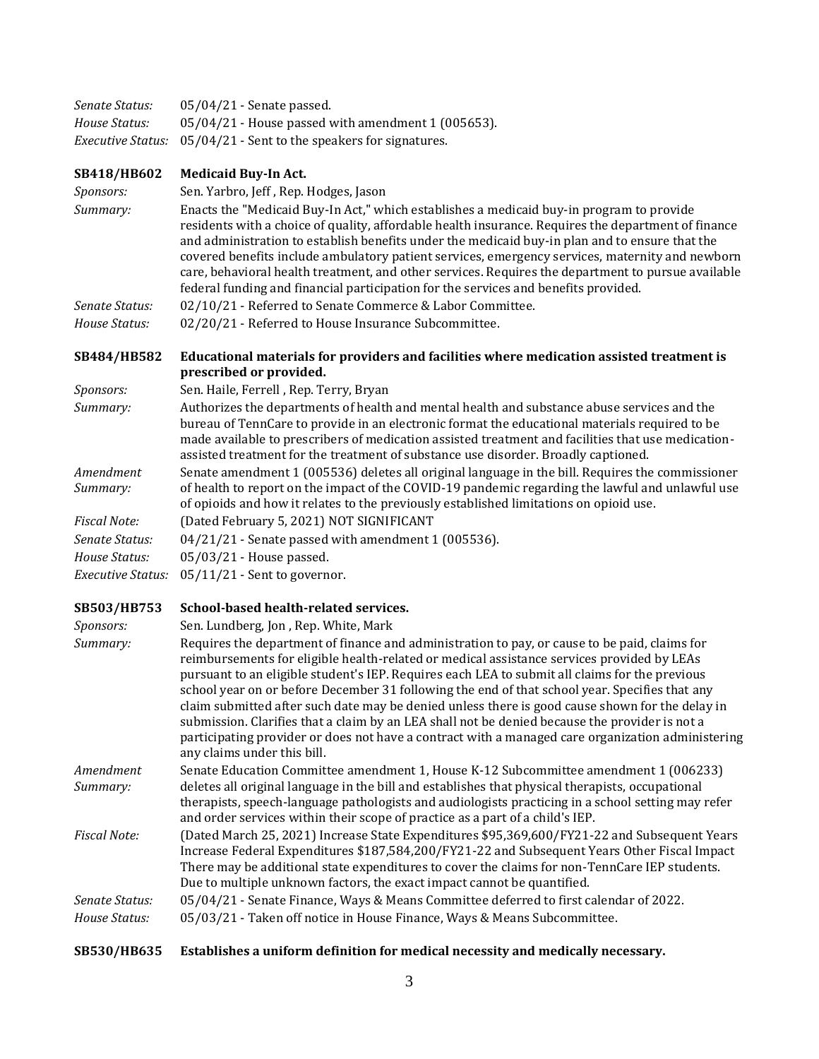*Senate Status:* 05/04/21 - Senate passed.
*House Status:* 05/04/21 - House passed with amendment 1 (005653).
*Executive Status:* 05/04/21 - Sent to the speakers for signatures.

**SB418/HB602 Medicaid Buy-In Act.**

*Sponsors:* Sen. Yarbro, Jeff , Rep. Hodges, Jason

*Summary:* Enacts the "Medicaid Buy-In Act," which establishes a medicaid buy-in program to provide residents with a choice of quality, affordable health insurance. Requires the department of finance and administration to establish benefits under the medicaid buy-in plan and to ensure that the covered benefits include ambulatory patient services, emergency services, maternity and newborn care, behavioral health treatment, and other services. Requires the department to pursue available federal funding and financial participation for the services and benefits provided.

*Senate Status:* 02/10/21 - Referred to Senate Commerce & Labor Committee.
*House Status:* 02/20/21 - Referred to House Insurance Subcommittee.

**SB484/HB582 Educational materials for providers and facilities where medication assisted treatment is prescribed or provided.**

*Sponsors:* Sen. Haile, Ferrell , Rep. Terry, Bryan

*Summary:* Authorizes the departments of health and mental health and substance abuse services and the bureau of TennCare to provide in an electronic format the educational materials required to be made available to prescribers of medication assisted treatment and facilities that use medication-assisted treatment for the treatment of substance use disorder. Broadly captioned.

*Amendment Summary:* Senate amendment 1 (005536) deletes all original language in the bill. Requires the commissioner of health to report on the impact of the COVID-19 pandemic regarding the lawful and unlawful use of opioids and how it relates to the previously established limitations on opioid use.

*Fiscal Note:* (Dated February 5, 2021) NOT SIGNIFICANT
*Senate Status:* 04/21/21 - Senate passed with amendment 1 (005536).
*House Status:* 05/03/21 - House passed.
*Executive Status:* 05/11/21 - Sent to governor.

**SB503/HB753 School-based health-related services.**

*Sponsors:* Sen. Lundberg, Jon , Rep. White, Mark

*Summary:* Requires the department of finance and administration to pay, or cause to be paid, claims for reimbursements for eligible health-related or medical assistance services provided by LEAs pursuant to an eligible student's IEP. Requires each LEA to submit all claims for the previous school year on or before December 31 following the end of that school year. Specifies that any claim submitted after such date may be denied unless there is good cause shown for the delay in submission. Clarifies that a claim by an LEA shall not be denied because the provider is not a participating provider or does not have a contract with a managed care organization administering any claims under this bill.

*Amendment Summary:* Senate Education Committee amendment 1, House K-12 Subcommittee amendment 1 (006233) deletes all original language in the bill and establishes that physical therapists, occupational therapists, speech-language pathologists and audiologists practicing in a school setting may refer and order services within their scope of practice as a part of a child's IEP.

*Fiscal Note:* (Dated March 25, 2021) Increase State Expenditures $95,369,600/FY21-22 and Subsequent Years Increase Federal Expenditures $187,584,200/FY21-22 and Subsequent Years Other Fiscal Impact There may be additional state expenditures to cover the claims for non-TennCare IEP students. Due to multiple unknown factors, the exact impact cannot be quantified.

*Senate Status:* 05/04/21 - Senate Finance, Ways & Means Committee deferred to first calendar of 2022.
*House Status:* 05/03/21 - Taken off notice in House Finance, Ways & Means Subcommittee.

**SB530/HB635 Establishes a uniform definition for medical necessity and medically necessary.**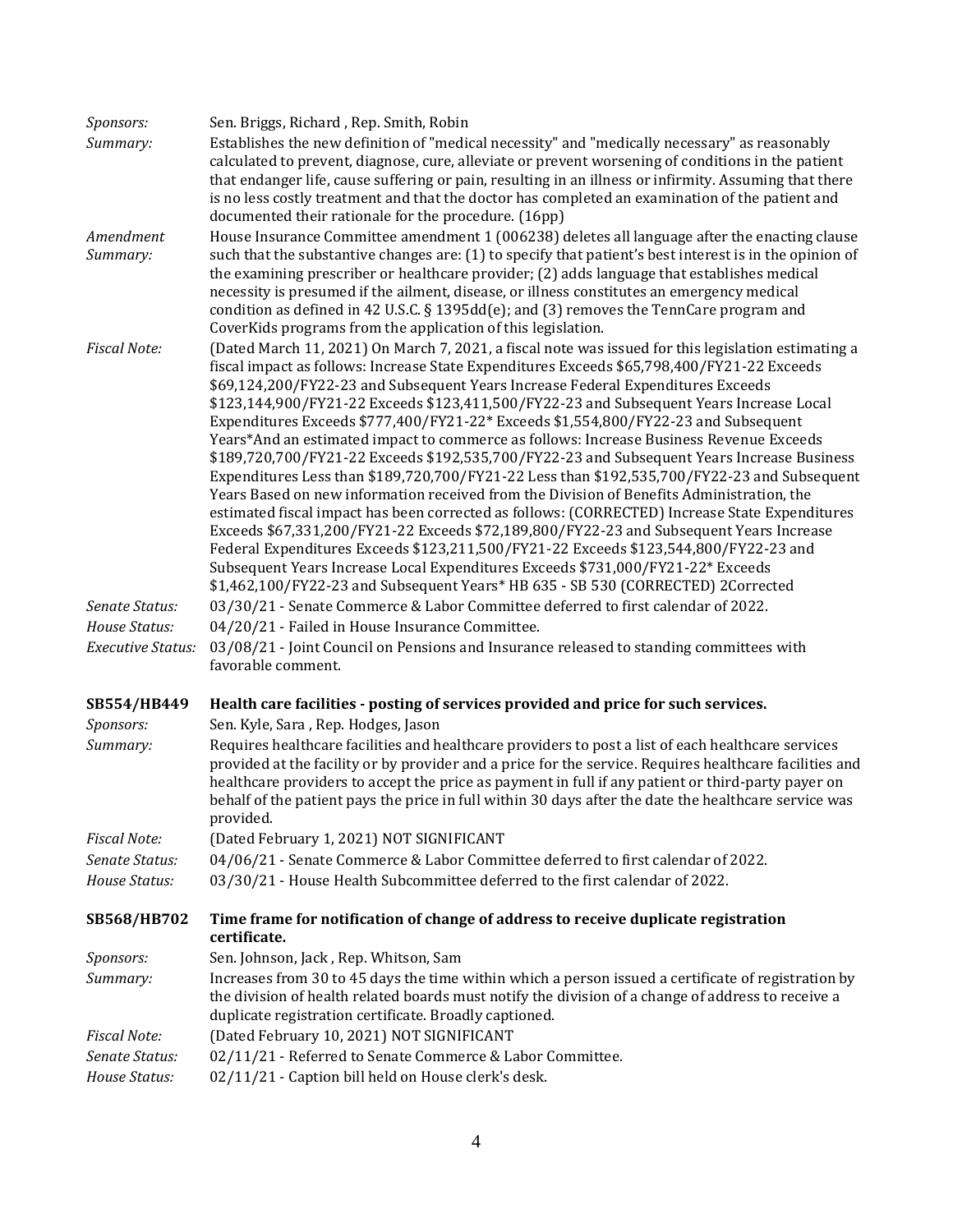*Sponsors:* Sen. Briggs, Richard , Rep. Smith, Robin

*Summary:* Establishes the new definition of "medical necessity" and "medically necessary" as reasonably calculated to prevent, diagnose, cure, alleviate or prevent worsening of conditions in the patient that endanger life, cause suffering or pain, resulting in an illness or infirmity. Assuming that there is no less costly treatment and that the doctor has completed an examination of the patient and documented their rationale for the procedure. (16pp)

*Amendment Summary:* House Insurance Committee amendment 1 (006238) deletes all language after the enacting clause such that the substantive changes are: (1) to specify that patient's best interest is in the opinion of the examining prescriber or healthcare provider; (2) adds language that establishes medical necessity is presumed if the ailment, disease, or illness constitutes an emergency medical condition as defined in 42 U.S.C. § 1395dd(e); and (3) removes the TennCare program and CoverKids programs from the application of this legislation.

*Fiscal Note:* (Dated March 11, 2021) On March 7, 2021, a fiscal note was issued for this legislation estimating a fiscal impact as follows: Increase State Expenditures Exceeds $65,798,400/FY21-22 Exceeds $69,124,200/FY22-23 and Subsequent Years Increase Federal Expenditures Exceeds $123,144,900/FY21-22 Exceeds $123,411,500/FY22-23 and Subsequent Years Increase Local Expenditures Exceeds $777,400/FY21-22* Exceeds $1,554,800/FY22-23 and Subsequent Years*And an estimated impact to commerce as follows: Increase Business Revenue Exceeds $189,720,700/FY21-22 Exceeds $192,535,700/FY22-23 and Subsequent Years Increase Business Expenditures Less than $189,720,700/FY21-22 Less than $192,535,700/FY22-23 and Subsequent Years Based on new information received from the Division of Benefits Administration, the estimated fiscal impact has been corrected as follows: (CORRECTED) Increase State Expenditures Exceeds $67,331,200/FY21-22 Exceeds $72,189,800/FY22-23 and Subsequent Years Increase Federal Expenditures Exceeds $123,211,500/FY21-22 Exceeds $123,544,800/FY22-23 and Subsequent Years Increase Local Expenditures Exceeds $731,000/FY21-22* Exceeds $1,462,100/FY22-23 and Subsequent Years* HB 635 - SB 530 (CORRECTED) 2Corrected

*Senate Status:* 03/30/21 - Senate Commerce & Labor Committee deferred to first calendar of 2022.

*House Status:* 04/20/21 - Failed in House Insurance Committee.

*Executive Status:* 03/08/21 - Joint Council on Pensions and Insurance released to standing committees with favorable comment.

**SB554/HB449 Health care facilities - posting of services provided and price for such services.**

*Sponsors:* Sen. Kyle, Sara , Rep. Hodges, Jason

*Summary:* Requires healthcare facilities and healthcare providers to post a list of each healthcare services provided at the facility or by provider and a price for the service. Requires healthcare facilities and healthcare providers to accept the price as payment in full if any patient or third-party payer on behalf of the patient pays the price in full within 30 days after the date the healthcare service was provided.

*Fiscal Note:* (Dated February 1, 2021) NOT SIGNIFICANT

*Senate Status:* 04/06/21 - Senate Commerce & Labor Committee deferred to first calendar of 2022.

*House Status:* 03/30/21 - House Health Subcommittee deferred to the first calendar of 2022.

**SB568/HB702 Time frame for notification of change of address to receive duplicate registration certificate.**

*Sponsors:* Sen. Johnson, Jack , Rep. Whitson, Sam

*Summary:* Increases from 30 to 45 days the time within which a person issued a certificate of registration by the division of health related boards must notify the division of a change of address to receive a duplicate registration certificate. Broadly captioned.

*Fiscal Note:* (Dated February 10, 2021) NOT SIGNIFICANT

*Senate Status:* 02/11/21 - Referred to Senate Commerce & Labor Committee.

*House Status:* 02/11/21 - Caption bill held on House clerk's desk.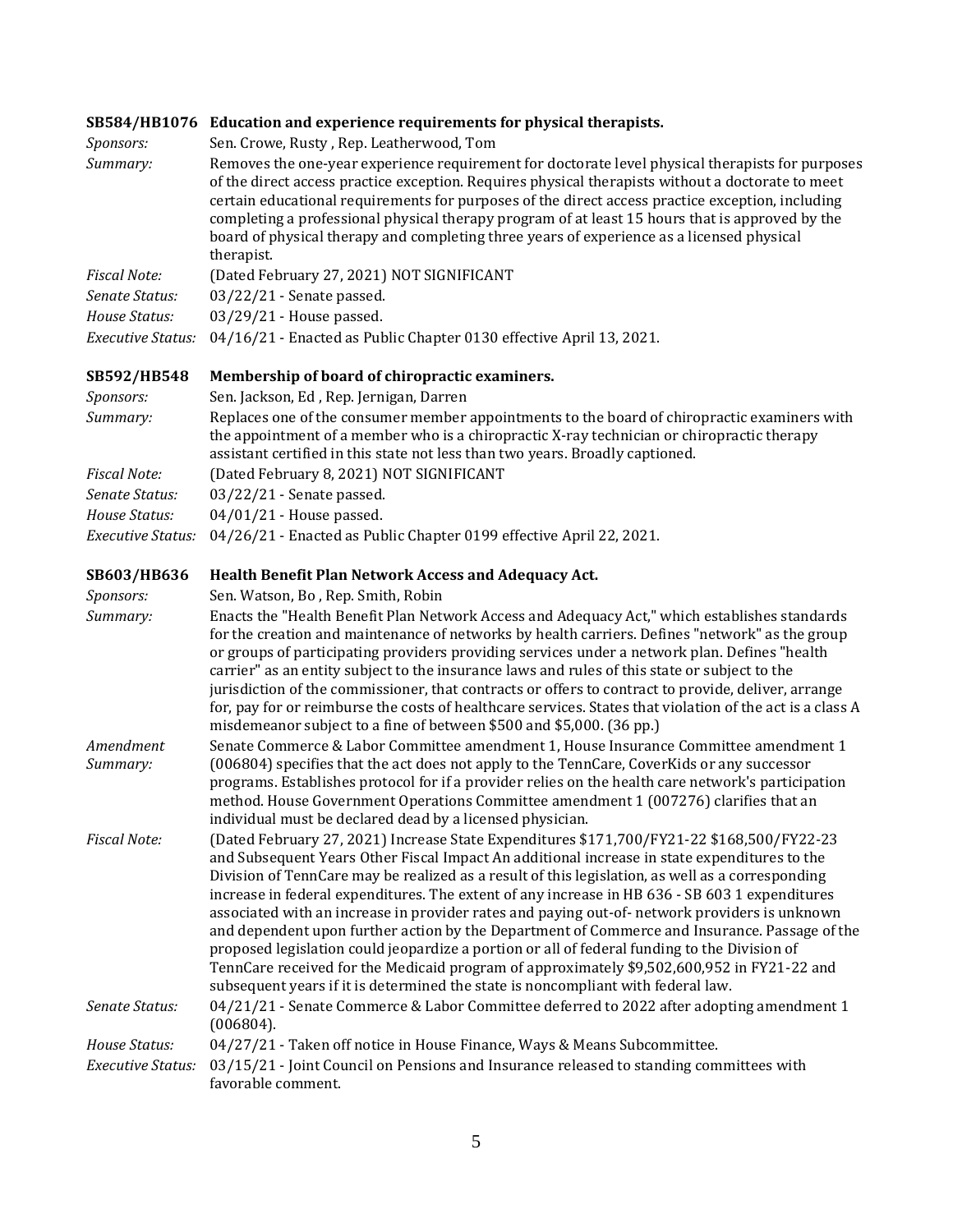**SB584/HB1076 Education and experience requirements for physical therapists.**

*Sponsors:* Sen. Crowe, Rusty , Rep. Leatherwood, Tom

*Summary:* Removes the one-year experience requirement for doctorate level physical therapists for purposes of the direct access practice exception. Requires physical therapists without a doctorate to meet certain educational requirements for purposes of the direct access practice exception, including completing a professional physical therapy program of at least 15 hours that is approved by the board of physical therapy and completing three years of experience as a licensed physical therapist.

*Fiscal Note:* (Dated February 27, 2021) NOT SIGNIFICANT

*Senate Status:* 03/22/21 - Senate passed.

*House Status:* 03/29/21 - House passed.

*Executive Status:* 04/16/21 - Enacted as Public Chapter 0130 effective April 13, 2021.

**SB592/HB548 Membership of board of chiropractic examiners.**

*Sponsors:* Sen. Jackson, Ed , Rep. Jernigan, Darren

*Summary:* Replaces one of the consumer member appointments to the board of chiropractic examiners with the appointment of a member who is a chiropractic X-ray technician or chiropractic therapy assistant certified in this state not less than two years. Broadly captioned.

*Fiscal Note:* (Dated February 8, 2021) NOT SIGNIFICANT

*Senate Status:* 03/22/21 - Senate passed.

*House Status:* 04/01/21 - House passed.

*Executive Status:* 04/26/21 - Enacted as Public Chapter 0199 effective April 22, 2021.

**SB603/HB636 Health Benefit Plan Network Access and Adequacy Act.**

*Sponsors:* Sen. Watson, Bo , Rep. Smith, Robin

*Summary:* Enacts the "Health Benefit Plan Network Access and Adequacy Act," which establishes standards for the creation and maintenance of networks by health carriers. Defines "network" as the group or groups of participating providers providing services under a network plan. Defines "health carrier" as an entity subject to the insurance laws and rules of this state or subject to the jurisdiction of the commissioner, that contracts or offers to contract to provide, deliver, arrange for, pay for or reimburse the costs of healthcare services. States that violation of the act is a class A misdemeanor subject to a fine of between $500 and $5,000. (36 pp.)

*Amendment Summary:* Senate Commerce & Labor Committee amendment 1, House Insurance Committee amendment 1 (006804) specifies that the act does not apply to the TennCare, CoverKids or any successor programs. Establishes protocol for if a provider relies on the health care network's participation method. House Government Operations Committee amendment 1 (007276) clarifies that an individual must be declared dead by a licensed physician.

*Fiscal Note:* (Dated February 27, 2021) Increase State Expenditures $171,700/FY21-22 $168,500/FY22-23 and Subsequent Years Other Fiscal Impact An additional increase in state expenditures to the Division of TennCare may be realized as a result of this legislation, as well as a corresponding increase in federal expenditures. The extent of any increase in HB 636 - SB 603 1 expenditures associated with an increase in provider rates and paying out-of- network providers is unknown and dependent upon further action by the Department of Commerce and Insurance. Passage of the proposed legislation could jeopardize a portion or all of federal funding to the Division of TennCare received for the Medicaid program of approximately $9,502,600,952 in FY21-22 and subsequent years if it is determined the state is noncompliant with federal law.

*Senate Status:* 04/21/21 - Senate Commerce & Labor Committee deferred to 2022 after adopting amendment 1 (006804).

*House Status:* 04/27/21 - Taken off notice in House Finance, Ways & Means Subcommittee.

*Executive Status:* 03/15/21 - Joint Council on Pensions and Insurance released to standing committees with favorable comment.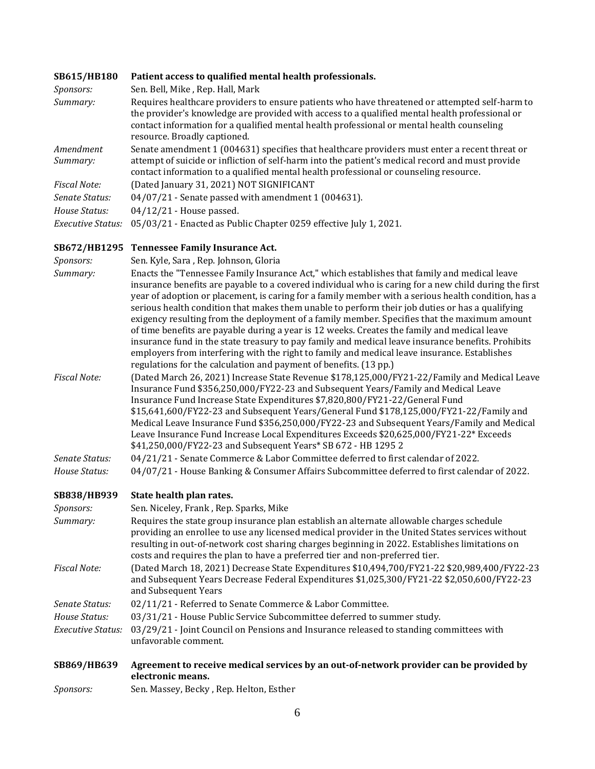**SB615/HB180 Patient access to qualified mental health professionals.**

*Sponsors:* Sen. Bell, Mike , Rep. Hall, Mark

*Summary:* Requires healthcare providers to ensure patients who have threatened or attempted self-harm to the provider's knowledge are provided with access to a qualified mental health professional or contact information for a qualified mental health professional or mental health counseling resource. Broadly captioned.

*Amendment Summary:* Senate amendment 1 (004631) specifies that healthcare providers must enter a recent threat or attempt of suicide or infliction of self-harm into the patient's medical record and must provide contact information to a qualified mental health professional or counseling resource.

*Fiscal Note:* (Dated January 31, 2021) NOT SIGNIFICANT

*Senate Status:* 04/07/21 - Senate passed with amendment 1 (004631).

*House Status:* 04/12/21 - House passed.

*Executive Status:* 05/03/21 - Enacted as Public Chapter 0259 effective July 1, 2021.

**SB672/HB1295 Tennessee Family Insurance Act.**

*Sponsors:* Sen. Kyle, Sara , Rep. Johnson, Gloria

*Summary:* Enacts the "Tennessee Family Insurance Act," which establishes that family and medical leave insurance benefits are payable to a covered individual who is caring for a new child during the first year of adoption or placement, is caring for a family member with a serious health condition, has a serious health condition that makes them unable to perform their job duties or has a qualifying exigency resulting from the deployment of a family member. Specifies that the maximum amount of time benefits are payable during a year is 12 weeks. Creates the family and medical leave insurance fund in the state treasury to pay family and medical leave insurance benefits. Prohibits employers from interfering with the right to family and medical leave insurance. Establishes regulations for the calculation and payment of benefits. (13 pp.)

*Fiscal Note:* (Dated March 26, 2021) Increase State Revenue $178,125,000/FY21-22/Family and Medical Leave Insurance Fund $356,250,000/FY22-23 and Subsequent Years/Family and Medical Leave Insurance Fund Increase State Expenditures $7,820,800/FY21-22/General Fund $15,641,600/FY22-23 and Subsequent Years/General Fund $178,125,000/FY21-22/Family and Medical Leave Insurance Fund $356,250,000/FY22-23 and Subsequent Years/Family and Medical Leave Insurance Fund Increase Local Expenditures Exceeds $20,625,000/FY21-22* Exceeds $41,250,000/FY22-23 and Subsequent Years* SB 672 - HB 1295 2

*Senate Status:* 04/21/21 - Senate Commerce & Labor Committee deferred to first calendar of 2022.

*House Status:* 04/07/21 - House Banking & Consumer Affairs Subcommittee deferred to first calendar of 2022.

**SB838/HB939 State health plan rates.**

*Sponsors:* Sen. Niceley, Frank , Rep. Sparks, Mike

*Summary:* Requires the state group insurance plan establish an alternate allowable charges schedule providing an enrollee to use any licensed medical provider in the United States services without resulting in out-of-network cost sharing charges beginning in 2022. Establishes limitations on costs and requires the plan to have a preferred tier and non-preferred tier.

*Fiscal Note:* (Dated March 18, 2021) Decrease State Expenditures $10,494,700/FY21-22 $20,989,400/FY22-23 and Subsequent Years Decrease Federal Expenditures $1,025,300/FY21-22 $2,050,600/FY22-23 and Subsequent Years

*Senate Status:* 02/11/21 - Referred to Senate Commerce & Labor Committee.

*House Status:* 03/31/21 - House Public Service Subcommittee deferred to summer study.

*Executive Status:* 03/29/21 - Joint Council on Pensions and Insurance released to standing committees with unfavorable comment.

**SB869/HB639 Agreement to receive medical services by an out-of-network provider can be provided by electronic means.**

*Sponsors:* Sen. Massey, Becky , Rep. Helton, Esther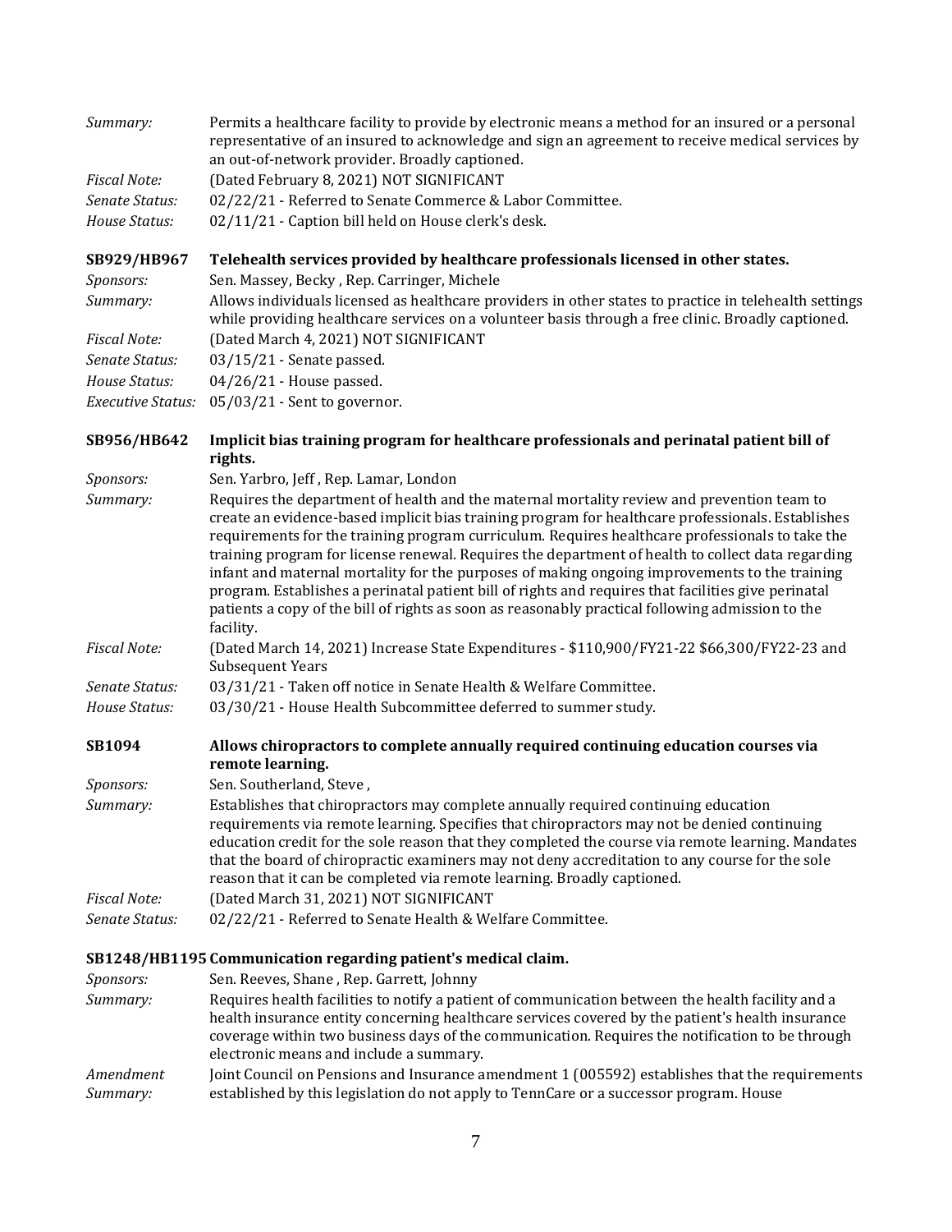*Summary:* Permits a healthcare facility to provide by electronic means a method for an insured or a personal representative of an insured to acknowledge and sign an agreement to receive medical services by an out-of-network provider. Broadly captioned.

*Fiscal Note:* (Dated February 8, 2021) NOT SIGNIFICANT

*Senate Status:* 02/22/21 - Referred to Senate Commerce & Labor Committee.

*House Status:* 02/11/21 - Caption bill held on House clerk's desk.

**SB929/HB967 Telehealth services provided by healthcare professionals licensed in other states.**

*Sponsors:* Sen. Massey, Becky , Rep. Carringer, Michele

*Summary:* Allows individuals licensed as healthcare providers in other states to practice in telehealth settings while providing healthcare services on a volunteer basis through a free clinic. Broadly captioned.

*Fiscal Note:* (Dated March 4, 2021) NOT SIGNIFICANT

*Senate Status:* 03/15/21 - Senate passed.

*House Status:* 04/26/21 - House passed.

*Executive Status:* 05/03/21 - Sent to governor.

**SB956/HB642 Implicit bias training program for healthcare professionals and perinatal patient bill of rights.**

*Sponsors:* Sen. Yarbro, Jeff , Rep. Lamar, London

*Summary:* Requires the department of health and the maternal mortality review and prevention team to create an evidence-based implicit bias training program for healthcare professionals. Establishes requirements for the training program curriculum. Requires healthcare professionals to take the training program for license renewal. Requires the department of health to collect data regarding infant and maternal mortality for the purposes of making ongoing improvements to the training program. Establishes a perinatal patient bill of rights and requires that facilities give perinatal patients a copy of the bill of rights as soon as reasonably practical following admission to the facility.

*Fiscal Note:* (Dated March 14, 2021) Increase State Expenditures - $110,900/FY21-22 $66,300/FY22-23 and Subsequent Years

*Senate Status:* 03/31/21 - Taken off notice in Senate Health & Welfare Committee.

*House Status:* 03/30/21 - House Health Subcommittee deferred to summer study.

**SB1094 Allows chiropractors to complete annually required continuing education courses via remote learning.**

*Sponsors:* Sen. Southerland, Steve ,

*Summary:* Establishes that chiropractors may complete annually required continuing education requirements via remote learning. Specifies that chiropractors may not be denied continuing education credit for the sole reason that they completed the course via remote learning. Mandates that the board of chiropractic examiners may not deny accreditation to any course for the sole reason that it can be completed via remote learning. Broadly captioned.

*Fiscal Note:* (Dated March 31, 2021) NOT SIGNIFICANT

*Senate Status:* 02/22/21 - Referred to Senate Health & Welfare Committee.

**SB1248/HB1195 Communication regarding patient's medical claim.**

*Sponsors:* Sen. Reeves, Shane , Rep. Garrett, Johnny

*Summary:* Requires health facilities to notify a patient of communication between the health facility and a health insurance entity concerning healthcare services covered by the patient's health insurance coverage within two business days of the communication. Requires the notification to be through electronic means and include a summary.

*Amendment Summary:* Joint Council on Pensions and Insurance amendment 1 (005592) establishes that the requirements established by this legislation do not apply to TennCare or a successor program. House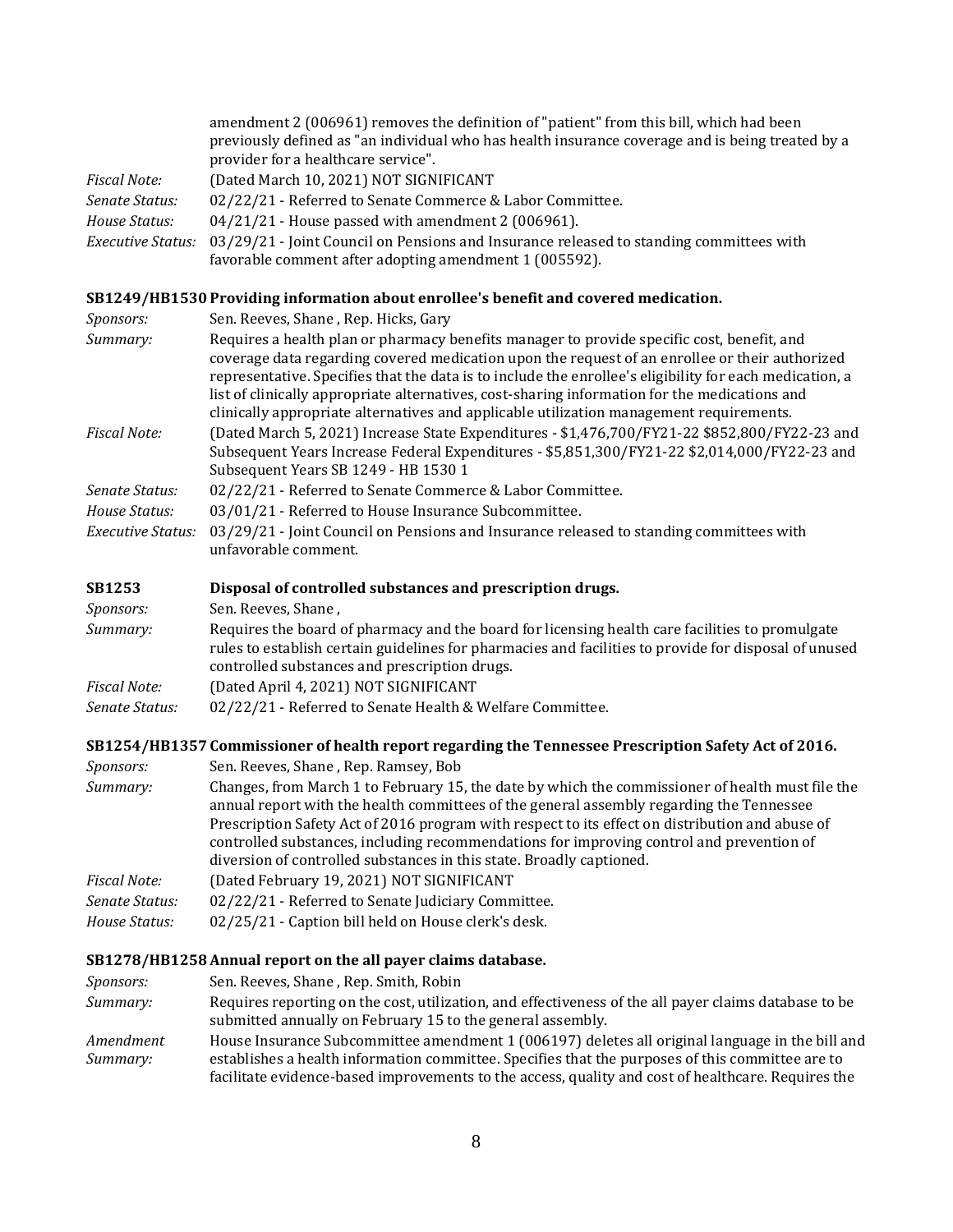amendment 2 (006961) removes the definition of "patient" from this bill, which had been previously defined as "an individual who has health insurance coverage and is being treated by a provider for a healthcare service".

*Fiscal Note:* (Dated March 10, 2021) NOT SIGNIFICANT

*Senate Status:* 02/22/21 - Referred to Senate Commerce & Labor Committee.

*House Status:* 04/21/21 - House passed with amendment 2 (006961).

*Executive Status:* 03/29/21 - Joint Council on Pensions and Insurance released to standing committees with favorable comment after adopting amendment 1 (005592).

**SB1249/HB1530 Providing information about enrollee's benefit and covered medication.**

*Sponsors:* Sen. Reeves, Shane , Rep. Hicks, Gary

*Summary:* Requires a health plan or pharmacy benefits manager to provide specific cost, benefit, and coverage data regarding covered medication upon the request of an enrollee or their authorized representative. Specifies that the data is to include the enrollee's eligibility for each medication, a list of clinically appropriate alternatives, cost-sharing information for the medications and clinically appropriate alternatives and applicable utilization management requirements.

*Fiscal Note:* (Dated March 5, 2021) Increase State Expenditures - $1,476,700/FY21-22 $852,800/FY22-23 and Subsequent Years Increase Federal Expenditures - $5,851,300/FY21-22 $2,014,000/FY22-23 and Subsequent Years SB 1249 - HB 1530 1

*Senate Status:* 02/22/21 - Referred to Senate Commerce & Labor Committee.

*House Status:* 03/01/21 - Referred to House Insurance Subcommittee.

*Executive Status:* 03/29/21 - Joint Council on Pensions and Insurance released to standing committees with unfavorable comment.

**SB1253 Disposal of controlled substances and prescription drugs.**

*Sponsors:* Sen. Reeves, Shane ,

*Summary:* Requires the board of pharmacy and the board for licensing health care facilities to promulgate rules to establish certain guidelines for pharmacies and facilities to provide for disposal of unused controlled substances and prescription drugs.

*Fiscal Note:* (Dated April 4, 2021) NOT SIGNIFICANT

*Senate Status:* 02/22/21 - Referred to Senate Health & Welfare Committee.

**SB1254/HB1357 Commissioner of health report regarding the Tennessee Prescription Safety Act of 2016.**

*Sponsors:* Sen. Reeves, Shane , Rep. Ramsey, Bob

*Summary:* Changes, from March 1 to February 15, the date by which the commissioner of health must file the annual report with the health committees of the general assembly regarding the Tennessee Prescription Safety Act of 2016 program with respect to its effect on distribution and abuse of controlled substances, including recommendations for improving control and prevention of diversion of controlled substances in this state. Broadly captioned.

*Fiscal Note:* (Dated February 19, 2021) NOT SIGNIFICANT

*Senate Status:* 02/22/21 - Referred to Senate Judiciary Committee.

*House Status:* 02/25/21 - Caption bill held on House clerk's desk.

**SB1278/HB1258 Annual report on the all payer claims database.**

*Sponsors:* Sen. Reeves, Shane , Rep. Smith, Robin

*Summary:* Requires reporting on the cost, utilization, and effectiveness of the all payer claims database to be submitted annually on February 15 to the general assembly.

*Amendment Summary:* House Insurance Subcommittee amendment 1 (006197) deletes all original language in the bill and establishes a health information committee. Specifies that the purposes of this committee are to facilitate evidence-based improvements to the access, quality and cost of healthcare. Requires the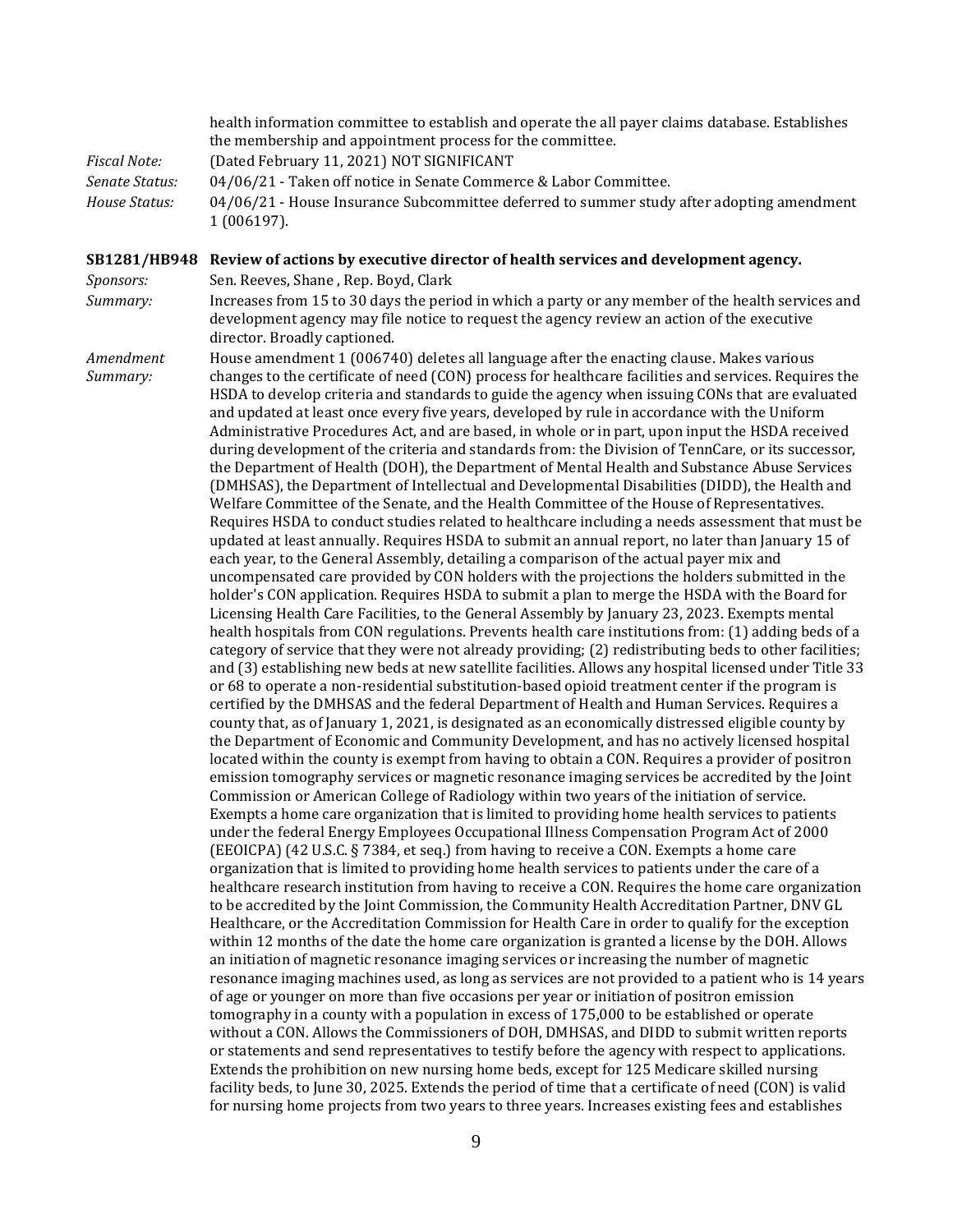health information committee to establish and operate the all payer claims database. Establishes the membership and appointment process for the committee.

*Fiscal Note:* (Dated February 11, 2021) NOT SIGNIFICANT

*Senate Status:* 04/06/21 - Taken off notice in Senate Commerce & Labor Committee.

*House Status:* 04/06/21 - House Insurance Subcommittee deferred to summer study after adopting amendment 1 (006197).

**SB1281/HB948 Review of actions by executive director of health services and development agency.**

*Sponsors:* Sen. Reeves, Shane , Rep. Boyd, Clark

*Summary:* Increases from 15 to 30 days the period in which a party or any member of the health services and development agency may file notice to request the agency review an action of the executive director. Broadly captioned.

*Amendment Summary:* House amendment 1 (006740) deletes all language after the enacting clause. Makes various changes to the certificate of need (CON) process for healthcare facilities and services. Requires the HSDA to develop criteria and standards to guide the agency when issuing CONs that are evaluated and updated at least once every five years, developed by rule in accordance with the Uniform Administrative Procedures Act, and are based, in whole or in part, upon input the HSDA received during development of the criteria and standards from: the Division of TennCare, or its successor, the Department of Health (DOH), the Department of Mental Health and Substance Abuse Services (DMHSAS), the Department of Intellectual and Developmental Disabilities (DIDD), the Health and Welfare Committee of the Senate, and the Health Committee of the House of Representatives. Requires HSDA to conduct studies related to healthcare including a needs assessment that must be updated at least annually. Requires HSDA to submit an annual report, no later than January 15 of each year, to the General Assembly, detailing a comparison of the actual payer mix and uncompensated care provided by CON holders with the projections the holders submitted in the holder's CON application. Requires HSDA to submit a plan to merge the HSDA with the Board for Licensing Health Care Facilities, to the General Assembly by January 23, 2023. Exempts mental health hospitals from CON regulations. Prevents health care institutions from: (1) adding beds of a category of service that they were not already providing; (2) redistributing beds to other facilities; and (3) establishing new beds at new satellite facilities. Allows any hospital licensed under Title 33 or 68 to operate a non-residential substitution-based opioid treatment center if the program is certified by the DMHSAS and the federal Department of Health and Human Services. Requires a county that, as of January 1, 2021, is designated as an economically distressed eligible county by the Department of Economic and Community Development, and has no actively licensed hospital located within the county is exempt from having to obtain a CON. Requires a provider of positron emission tomography services or magnetic resonance imaging services be accredited by the Joint Commission or American College of Radiology within two years of the initiation of service. Exempts a home care organization that is limited to providing home health services to patients under the federal Energy Employees Occupational Illness Compensation Program Act of 2000 (EEOICPA) (42 U.S.C. § 7384, et seq.) from having to receive a CON. Exempts a home care organization that is limited to providing home health services to patients under the care of a healthcare research institution from having to receive a CON. Requires the home care organization to be accredited by the Joint Commission, the Community Health Accreditation Partner, DNV GL Healthcare, or the Accreditation Commission for Health Care in order to qualify for the exception within 12 months of the date the home care organization is granted a license by the DOH. Allows an initiation of magnetic resonance imaging services or increasing the number of magnetic resonance imaging machines used, as long as services are not provided to a patient who is 14 years of age or younger on more than five occasions per year or initiation of positron emission tomography in a county with a population in excess of 175,000 to be established or operate without a CON. Allows the Commissioners of DOH, DMHSAS, and DIDD to submit written reports or statements and send representatives to testify before the agency with respect to applications. Extends the prohibition on new nursing home beds, except for 125 Medicare skilled nursing facility beds, to June 30, 2025. Extends the period of time that a certificate of need (CON) is valid for nursing home projects from two years to three years. Increases existing fees and establishes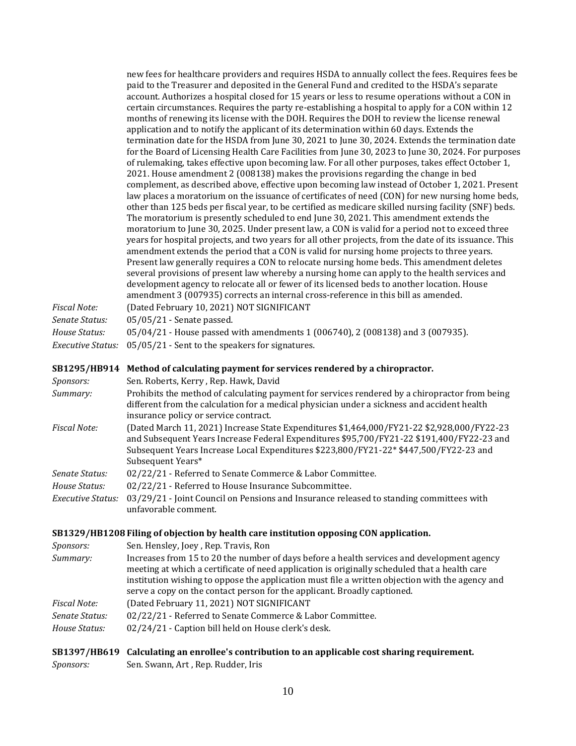new fees for healthcare providers and requires HSDA to annually collect the fees. Requires fees be paid to the Treasurer and deposited in the General Fund and credited to the HSDA's separate account. Authorizes a hospital closed for 15 years or less to resume operations without a CON in certain circumstances. Requires the party re-establishing a hospital to apply for a CON within 12 months of renewing its license with the DOH. Requires the DOH to review the license renewal application and to notify the applicant of its determination within 60 days. Extends the termination date for the HSDA from June 30, 2021 to June 30, 2024. Extends the termination date for the Board of Licensing Health Care Facilities from June 30, 2023 to June 30, 2024. For purposes of rulemaking, takes effective upon becoming law. For all other purposes, takes effect October 1, 2021. House amendment 2 (008138) makes the provisions regarding the change in bed complement, as described above, effective upon becoming law instead of October 1, 2021. Present law places a moratorium on the issuance of certificates of need (CON) for new nursing home beds, other than 125 beds per fiscal year, to be certified as medicare skilled nursing facility (SNF) beds. The moratorium is presently scheduled to end June 30, 2021. This amendment extends the moratorium to June 30, 2025. Under present law, a CON is valid for a period not to exceed three years for hospital projects, and two years for all other projects, from the date of its issuance. This amendment extends the period that a CON is valid for nursing home projects to three years. Present law generally requires a CON to relocate nursing home beds. This amendment deletes several provisions of present law whereby a nursing home can apply to the health services and development agency to relocate all or fewer of its licensed beds to another location. House amendment 3 (007935) corrects an internal cross-reference in this bill as amended.

*Fiscal Note:* (Dated February 10, 2021) NOT SIGNIFICANT
*Senate Status:* 05/05/21 - Senate passed.
*House Status:* 05/04/21 - House passed with amendments 1 (006740), 2 (008138) and 3 (007935).
*Executive Status:* 05/05/21 - Sent to the speakers for signatures.

**SB1295/HB914 Method of calculating payment for services rendered by a chiropractor.**

*Sponsors:* Sen. Roberts, Kerry , Rep. Hawk, David
*Summary:* Prohibits the method of calculating payment for services rendered by a chiropractor from being different from the calculation for a medical physician under a sickness and accident health insurance policy or service contract.
*Fiscal Note:* (Dated March 11, 2021) Increase State Expenditures $1,464,000/FY21-22 $2,928,000/FY22-23 and Subsequent Years Increase Federal Expenditures $95,700/FY21-22 $191,400/FY22-23 and Subsequent Years Increase Local Expenditures $223,800/FY21-22* $447,500/FY22-23 and Subsequent Years*
*Senate Status:* 02/22/21 - Referred to Senate Commerce & Labor Committee.
*House Status:* 02/22/21 - Referred to House Insurance Subcommittee.
*Executive Status:* 03/29/21 - Joint Council on Pensions and Insurance released to standing committees with unfavorable comment.

**SB1329/HB1208 Filing of objection by health care institution opposing CON application.**

*Sponsors:* Sen. Hensley, Joey , Rep. Travis, Ron
*Summary:* Increases from 15 to 20 the number of days before a health services and development agency meeting at which a certificate of need application is originally scheduled that a health care institution wishing to oppose the application must file a written objection with the agency and serve a copy on the contact person for the applicant. Broadly captioned.
*Fiscal Note:* (Dated February 11, 2021) NOT SIGNIFICANT
*Senate Status:* 02/22/21 - Referred to Senate Commerce & Labor Committee.
*House Status:* 02/24/21 - Caption bill held on House clerk's desk.

**SB1397/HB619 Calculating an enrollee's contribution to an applicable cost sharing requirement.**

*Sponsors:* Sen. Swann, Art , Rep. Rudder, Iris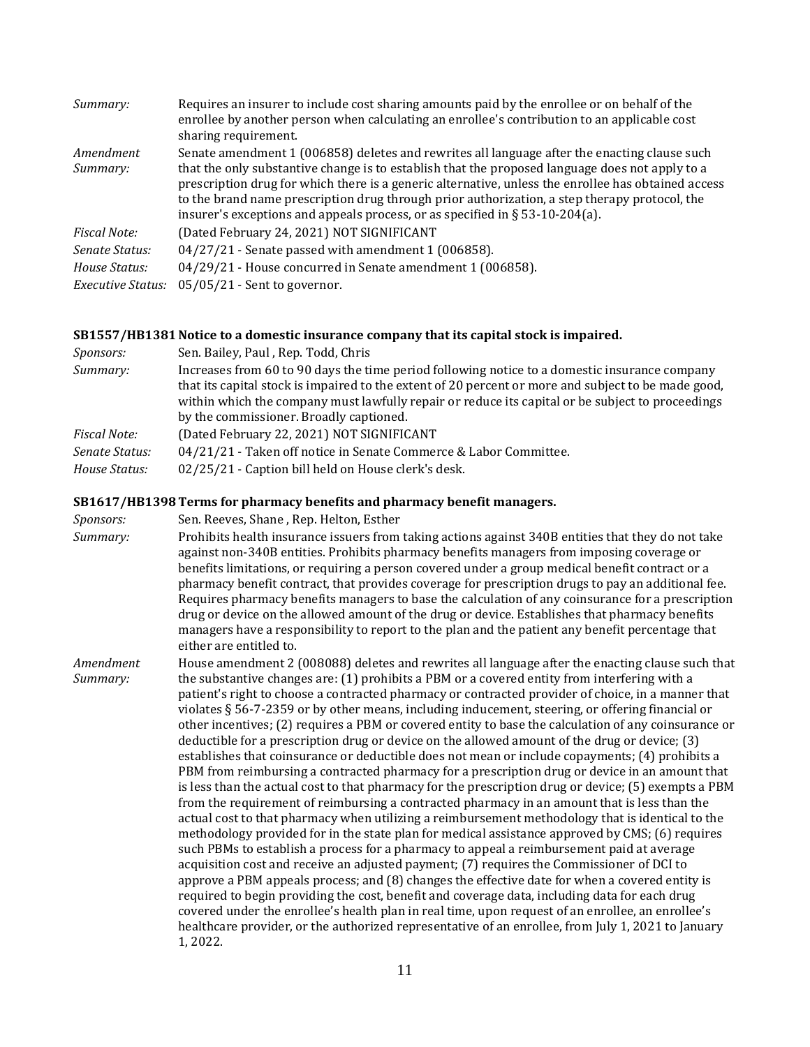*Summary:* Requires an insurer to include cost sharing amounts paid by the enrollee or on behalf of the enrollee by another person when calculating an enrollee's contribution to an applicable cost sharing requirement.

*Amendment Summary:* Senate amendment 1 (006858) deletes and rewrites all language after the enacting clause such that the only substantive change is to establish that the proposed language does not apply to a prescription drug for which there is a generic alternative, unless the enrollee has obtained access to the brand name prescription drug through prior authorization, a step therapy protocol, the insurer's exceptions and appeals process, or as specified in § 53-10-204(a).

*Fiscal Note:* (Dated February 24, 2021) NOT SIGNIFICANT

*Senate Status:* 04/27/21 - Senate passed with amendment 1 (006858).

*House Status:* 04/29/21 - House concurred in Senate amendment 1 (006858).

*Executive Status:* 05/05/21 - Sent to governor.

### SB1557/HB1381 Notice to a domestic insurance company that its capital stock is impaired.

*Sponsors:* Sen. Bailey, Paul , Rep. Todd, Chris

*Summary:* Increases from 60 to 90 days the time period following notice to a domestic insurance company that its capital stock is impaired to the extent of 20 percent or more and subject to be made good, within which the company must lawfully repair or reduce its capital or be subject to proceedings by the commissioner. Broadly captioned.

*Fiscal Note:* (Dated February 22, 2021) NOT SIGNIFICANT

*Senate Status:* 04/21/21 - Taken off notice in Senate Commerce & Labor Committee.

*House Status:* 02/25/21 - Caption bill held on House clerk's desk.

### SB1617/HB1398 Terms for pharmacy benefits and pharmacy benefit managers.

*Sponsors:* Sen. Reeves, Shane , Rep. Helton, Esther

*Summary:* Prohibits health insurance issuers from taking actions against 340B entities that they do not take against non-340B entities. Prohibits pharmacy benefits managers from imposing coverage or benefits limitations, or requiring a person covered under a group medical benefit contract or a pharmacy benefit contract, that provides coverage for prescription drugs to pay an additional fee. Requires pharmacy benefits managers to base the calculation of any coinsurance for a prescription drug or device on the allowed amount of the drug or device. Establishes that pharmacy benefits managers have a responsibility to report to the plan and the patient any benefit percentage that either are entitled to.

*Amendment Summary:* House amendment 2 (008088) deletes and rewrites all language after the enacting clause such that the substantive changes are: (1) prohibits a PBM or a covered entity from interfering with a patient's right to choose a contracted pharmacy or contracted provider of choice, in a manner that violates § 56-7-2359 or by other means, including inducement, steering, or offering financial or other incentives; (2) requires a PBM or covered entity to base the calculation of any coinsurance or deductible for a prescription drug or device on the allowed amount of the drug or device; (3) establishes that coinsurance or deductible does not mean or include copayments; (4) prohibits a PBM from reimbursing a contracted pharmacy for a prescription drug or device in an amount that is less than the actual cost to that pharmacy for the prescription drug or device; (5) exempts a PBM from the requirement of reimbursing a contracted pharmacy in an amount that is less than the actual cost to that pharmacy when utilizing a reimbursement methodology that is identical to the methodology provided for in the state plan for medical assistance approved by CMS; (6) requires such PBMs to establish a process for a pharmacy to appeal a reimbursement paid at average acquisition cost and receive an adjusted payment; (7) requires the Commissioner of DCI to approve a PBM appeals process; and (8) changes the effective date for when a covered entity is required to begin providing the cost, benefit and coverage data, including data for each drug covered under the enrollee's health plan in real time, upon request of an enrollee, an enrollee's healthcare provider, or the authorized representative of an enrollee, from July 1, 2021 to January 1, 2022.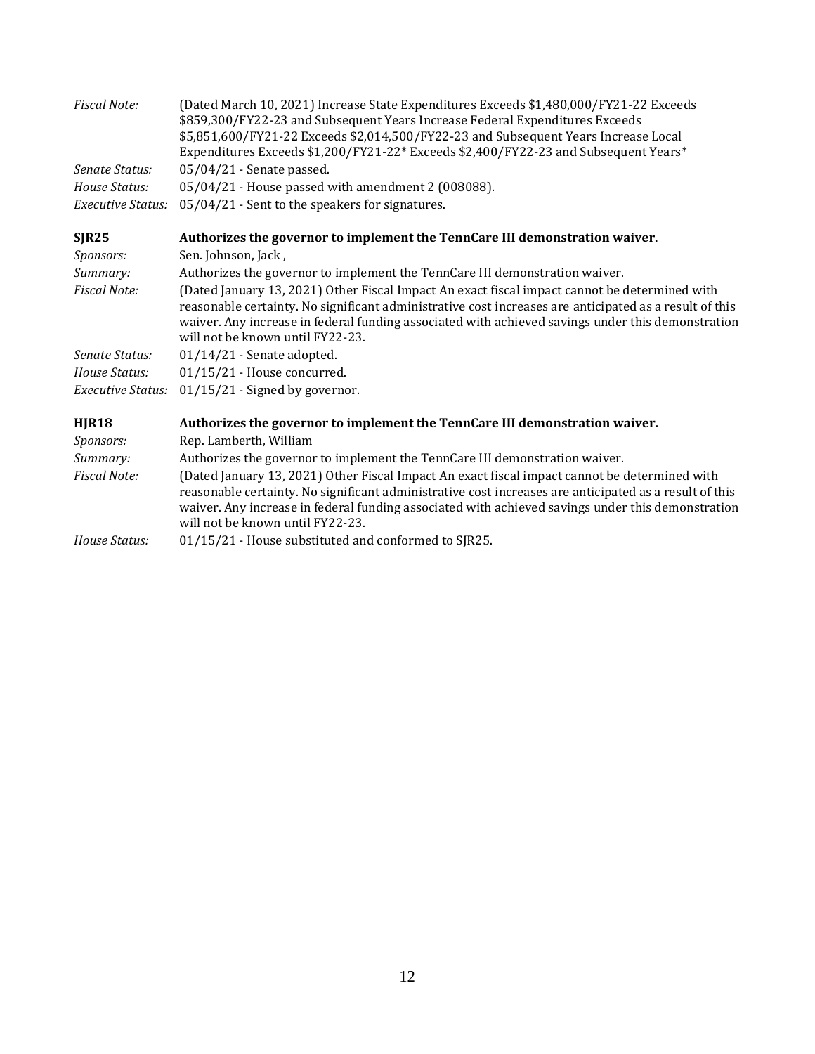*Fiscal Note:* (Dated March 10, 2021) Increase State Expenditures Exceeds $1,480,000/FY21-22 Exceeds $859,300/FY22-23 and Subsequent Years Increase Federal Expenditures Exceeds $5,851,600/FY21-22 Exceeds $2,014,500/FY22-23 and Subsequent Years Increase Local Expenditures Exceeds $1,200/FY21-22* Exceeds $2,400/FY22-23 and Subsequent Years*

*Senate Status:* 05/04/21 - Senate passed.

*House Status:* 05/04/21 - House passed with amendment 2 (008088).

*Executive Status:* 05/04/21 - Sent to the speakers for signatures.

**SJR25** **Authorizes the governor to implement the TennCare III demonstration waiver.**

*Sponsors:* Sen. Johnson, Jack ,

*Summary:* Authorizes the governor to implement the TennCare III demonstration waiver.

*Fiscal Note:* (Dated January 13, 2021) Other Fiscal Impact An exact fiscal impact cannot be determined with reasonable certainty. No significant administrative cost increases are anticipated as a result of this waiver. Any increase in federal funding associated with achieved savings under this demonstration will not be known until FY22-23.

*Senate Status:* 01/14/21 - Senate adopted.

*House Status:* 01/15/21 - House concurred.

*Executive Status:* 01/15/21 - Signed by governor.

**HJR18** **Authorizes the governor to implement the TennCare III demonstration waiver.**

*Sponsors:* Rep. Lamberth, William

*Summary:* Authorizes the governor to implement the TennCare III demonstration waiver.

*Fiscal Note:* (Dated January 13, 2021) Other Fiscal Impact An exact fiscal impact cannot be determined with reasonable certainty. No significant administrative cost increases are anticipated as a result of this waiver. Any increase in federal funding associated with achieved savings under this demonstration will not be known until FY22-23.

*House Status:* 01/15/21 - House substituted and conformed to SJR25.